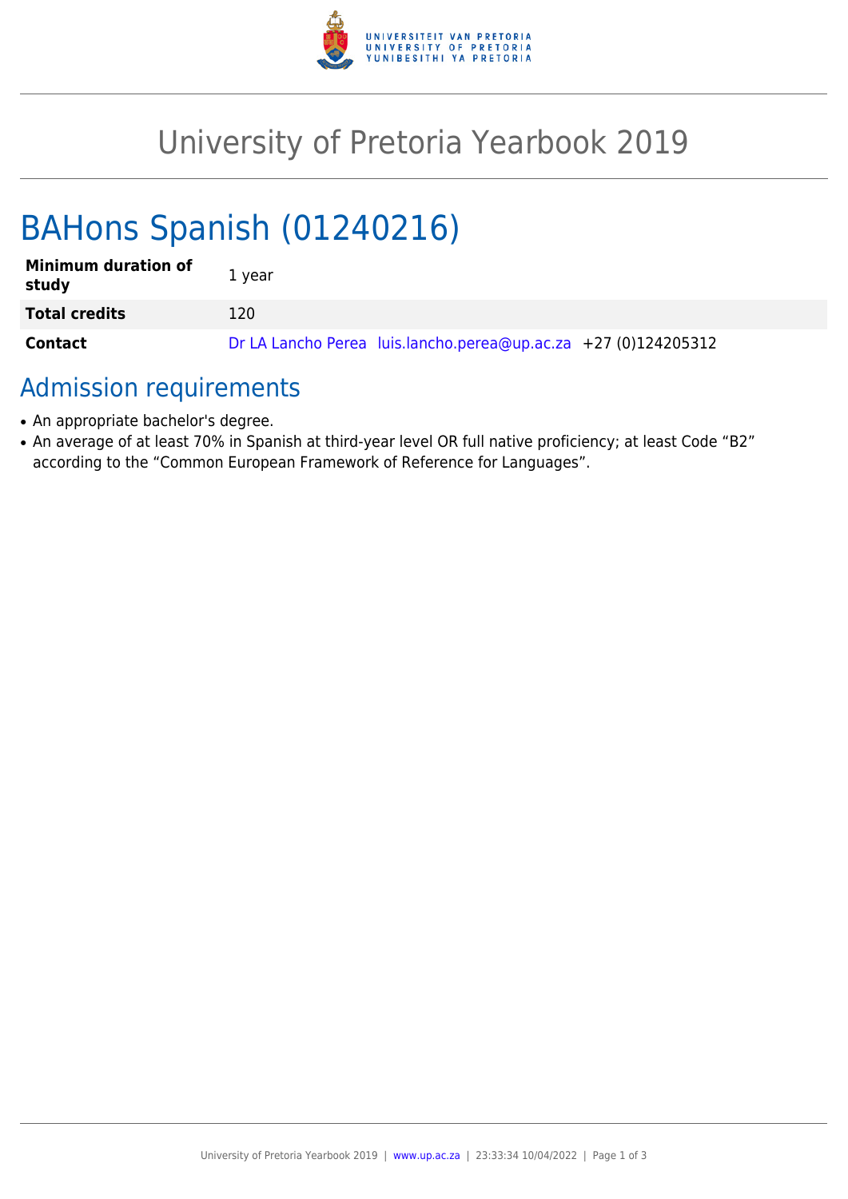# University of Pretoria Yearbook 2019

## BAHons Spanish (01240216)

| Minimum duration of study | 1 year |
| --- | --- |
| **Total credits** | 120 |
| **Contact** | Dr LA Lancho Perea luis.lancho.perea@up.ac.za +27 (0)124205312 |

## Admission requirements

- An appropriate bachelor's degree.
- An average of at least 70% in Spanish at third-year level OR full native proficiency; at least Code "B2" according to the "Common European Framework of Reference for Languages".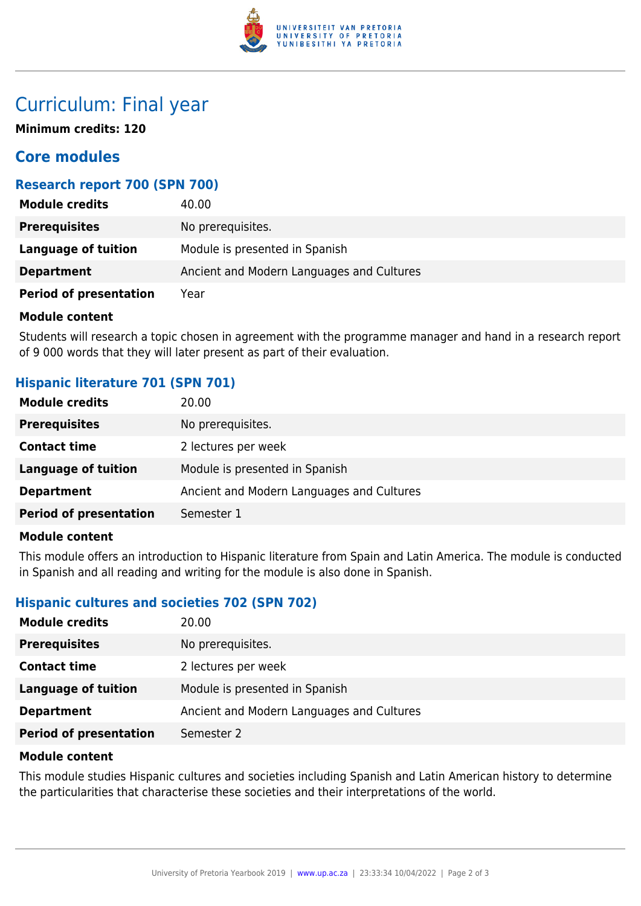# Curriculum: Final year

**Minimum credits: 120**

## Core modules

### Research report 700 (SPN 700)

| | |
|---|---|
| **Module credits** | 40.00 |
| **Prerequisites** | No prerequisites. |
| **Language of tuition** | Module is presented in Spanish |
| **Department** | Ancient and Modern Languages and Cultures |
| **Period of presentation** | Year |

**Module content**

Students will research a topic chosen in agreement with the programme manager and hand in a research report of 9 000 words that they will later present as part of their evaluation.

### Hispanic literature 701 (SPN 701)

| | |
|---|---|
| **Module credits** | 20.00 |
| **Prerequisites** | No prerequisites. |
| **Contact time** | 2 lectures per week |
| **Language of tuition** | Module is presented in Spanish |
| **Department** | Ancient and Modern Languages and Cultures |
| **Period of presentation** | Semester 1 |

**Module content**

This module offers an introduction to Hispanic literature from Spain and Latin America. The module is conducted in Spanish and all reading and writing for the module is also done in Spanish.

### Hispanic cultures and societies 702 (SPN 702)

| | |
|---|---|
| **Module credits** | 20.00 |
| **Prerequisites** | No prerequisites. |
| **Contact time** | 2 lectures per week |
| **Language of tuition** | Module is presented in Spanish |
| **Department** | Ancient and Modern Languages and Cultures |
| **Period of presentation** | Semester 2 |

**Module content**

This module studies Hispanic cultures and societies including Spanish and Latin American history to determine the particularities that characterise these societies and their interpretations of the world.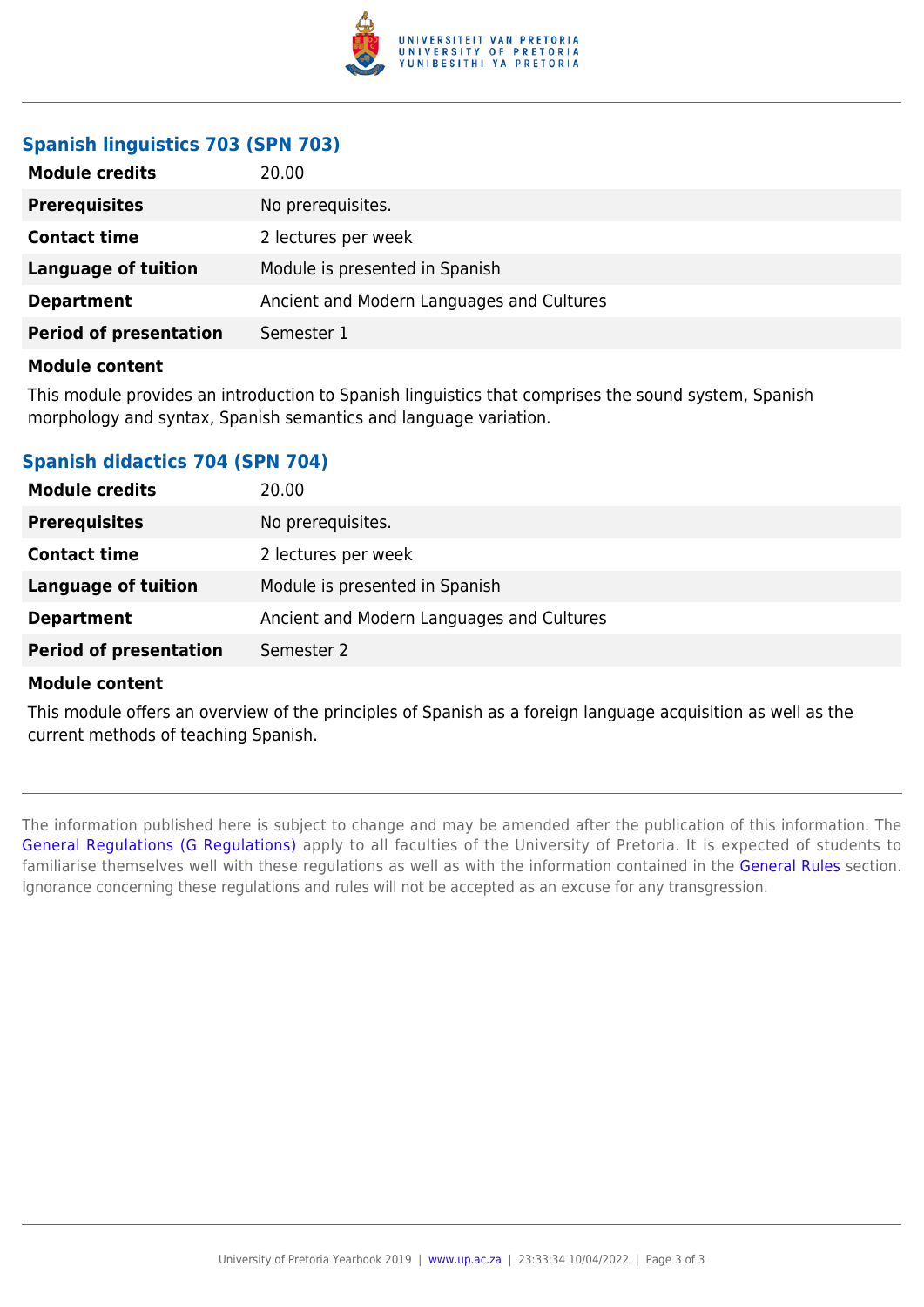### Spanish linguistics 703 (SPN 703)

| | |
|---|---|
| **Module credits** | 20.00 |
| **Prerequisites** | No prerequisites. |
| **Contact time** | 2 lectures per week |
| **Language of tuition** | Module is presented in Spanish |
| **Department** | Ancient and Modern Languages and Cultures |
| **Period of presentation** | Semester 1 |

**Module content**

This module provides an introduction to Spanish linguistics that comprises the sound system, Spanish morphology and syntax, Spanish semantics and language variation.

### Spanish didactics 704 (SPN 704)

| | |
|---|---|
| **Module credits** | 20.00 |
| **Prerequisites** | No prerequisites. |
| **Contact time** | 2 lectures per week |
| **Language of tuition** | Module is presented in Spanish |
| **Department** | Ancient and Modern Languages and Cultures |
| **Period of presentation** | Semester 2 |

**Module content**

This module offers an overview of the principles of Spanish as a foreign language acquisition as well as the current methods of teaching Spanish.

The information published here is subject to change and may be amended after the publication of this information. The General Regulations (G Regulations) apply to all faculties of the University of Pretoria. It is expected of students to familiarise themselves well with these regulations as well as with the information contained in the General Rules section. Ignorance concerning these regulations and rules will not be accepted as an excuse for any transgression.